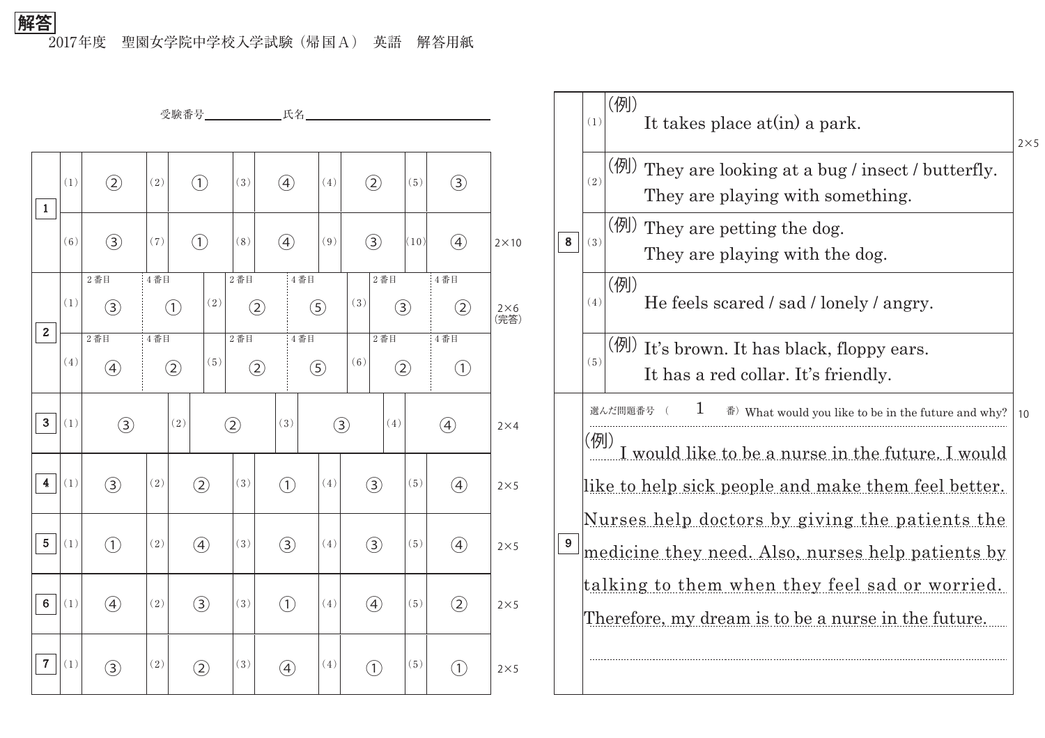**解答**

2017年度　聖園女学院中学校入学試験（帰国Ａ）　英語　解答用紙

受験番号＿＿＿＿＿＿氏名＿＿＿＿＿＿＿＿＿＿＿＿

| 1 | (1) | ② | (2) | ① | (3) | ④ | (4) | ② | (5) | ③ | |
|---|---|---|---|---|---|---|---|---|---|---|---|
| | (6) | ③ | (7) | ① | (8) | ④ | (9) | ③ | (10) | ④ | 2×10 |

| 2 | | 2番目 | 4番目 | | 2番目 | 4番目 | | 2番目 | 4番目 | |
|---|---|---|---|---|---|---|---|---|---|---|
| | (1) | ③ | ① | (2) | ② | ⑤ | (3) | ③ | ② | 2×6（完答） |
| | (4) | ④ | ② | (5) | ② | ⑤ | (6) | ② | ① | |

| 3 | (1) | ③ | (2) | ② | (3) | ③ | (4) | ④ | 2×4 |
|---|---|---|---|---|---|---|---|---|---|

| 4 | (1) | ③ | (2) | ② | (3) | ① | (4) | ③ | (5) | ④ | 2×5 |
|---|---|---|---|---|---|---|---|---|---|---|---|
| 5 | (1) | ① | (2) | ④ | (3) | ③ | (4) | ③ | (5) | ④ | 2×5 |
| 6 | (1) | ④ | (2) | ③ | (3) | ① | (4) | ④ | (5) | ② | 2×5 |
| 7 | (1) | ③ | (2) | ② | (3) | ④ | (4) | ① | (5) | ① | 2×5 |

**8** (2×5)

(1) (例) It takes place at(in) a park.

(2) (例) They are looking at a bug / insect / butterfly.
They are playing with something.

(3) (例) They are petting the dog.
They are playing with the dog.

(4) (例) He feels scared / sad / lonely / angry.

(5) (例) It's brown. It has black, floppy ears.
It has a red collar. It's friendly.

**9** (10)

選んだ問題番号（　1　番）What would you like to be in the future and why?

(例) I would like to be a nurse in the future. I would like to help sick people and make them feel better. Nurses help doctors by giving the patients the medicine they need. Also, nurses help patients by talking to them when they feel sad or worried. Therefore, my dream is to be a nurse in the future.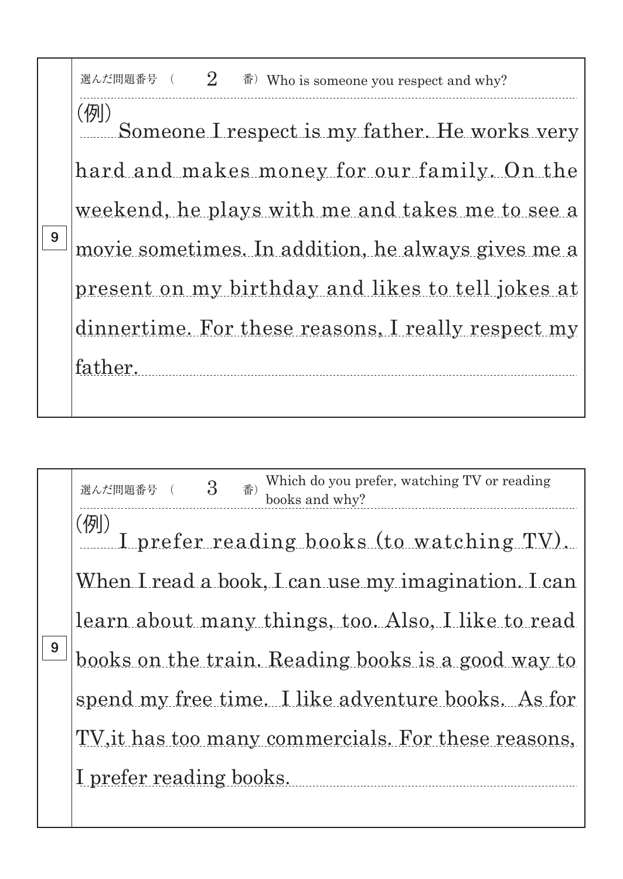9

選んだ問題番号 （ 2 番） Who is someone you respect and why?

(例)
Someone I respect is my father. He works very hard and makes money for our family. On the weekend, he plays with me and takes me to see a movie sometimes. In addition, he always gives me a present on my birthday and likes to tell jokes at dinnertime. For these reasons, I really respect my father.

9

選んだ問題番号 （ 3 番） Which do you prefer, watching TV or reading books and why?

(例)
I prefer reading books (to watching TV). When I read a book, I can use my imagination. I can learn about many things, too. Also, I like to read books on the train. Reading books is a good way to spend my free time. I like adventure books. As for TV,it has too many commercials. For these reasons, I prefer reading books.